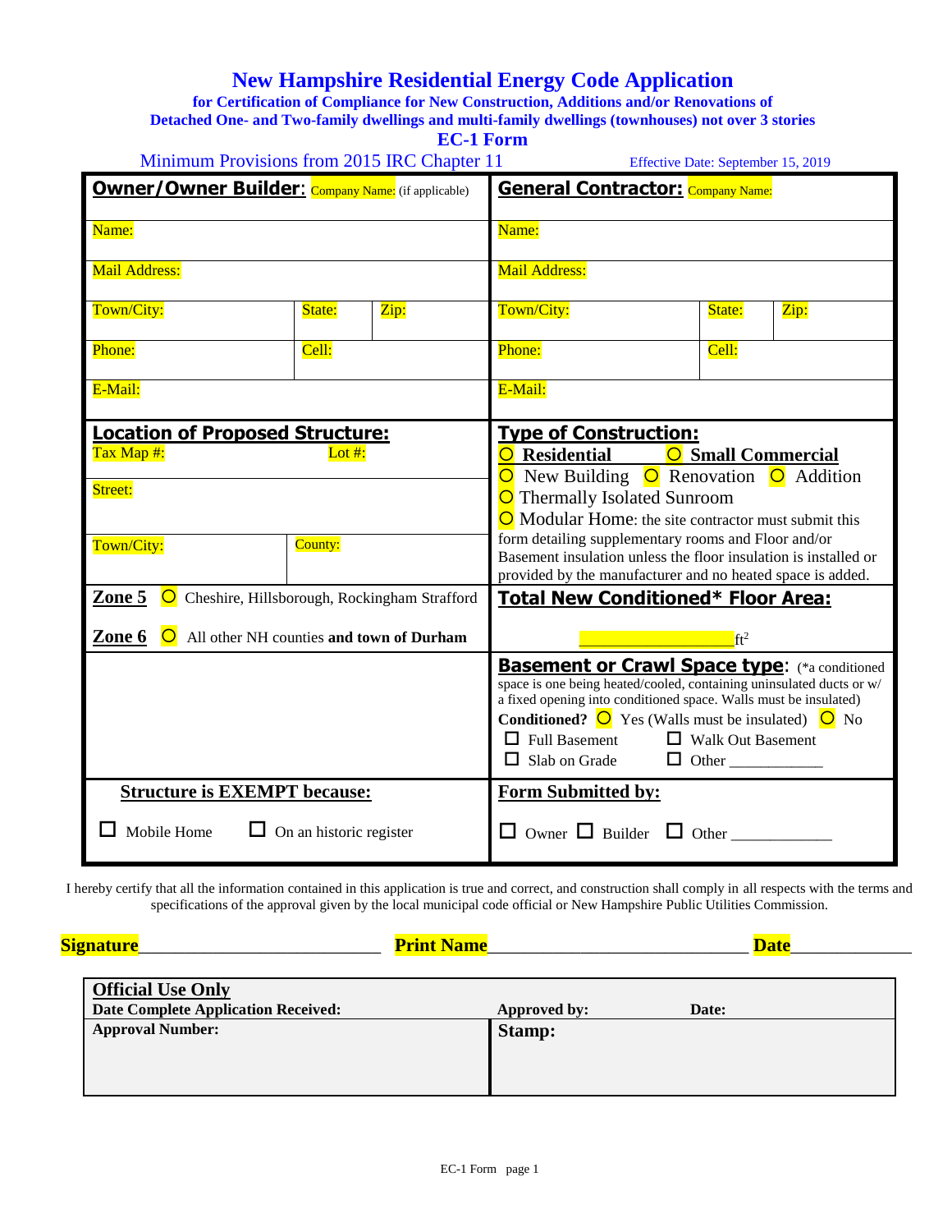# New Hampshire Residential Energy Code Application

**for Certification of Compliance for New Construction, Additions and/or Renovations of Detached One- and Two-family dwellings and multi-family dwellings (townhouses) not over 3 stories**

**EC-1 Form**

Minimum Provisions from 2015 IRC Chapter 11 — Effective Date: September 15, 2019

| **Owner/Owner Builder:** Company Name: (if applicable) | | | **General Contractor:** Company Name: | | |
|---|---|---|---|---|---|
| Name: | | | Name: | | |
| Mail Address: | | | Mail Address: | | |
| Town/City: | State: | Zip: | Town/City: | State: | Zip: |
| Phone: | Cell: | | Phone: | Cell: | |
| E-Mail: | | | E-Mail: | | |

| **Location of Proposed Structure:** | | **Type of Construction:** |
|---|---|---|
| Tax Map #: | Lot #: | ○ **Residential** ○ **Small Commercial** |
| Street: | | ○ New Building ○ Renovation ○ Addition<br>○ Thermally Isolated Sunroom<br>○ Modular Home: the site contractor must submit this form detailing supplementary rooms and Floor and/or Basement insulation unless the floor insulation is installed or provided by the manufacturer and no heated space is added. |
| Town/City: | County: | |
| **Zone 5** ○ Cheshire, Hillsborough, Rockingham Strafford<br>**Zone 6** ○ All other NH counties **and town of Durham** | | **Total New Conditioned* Floor Area:**<br>__________ ft² |
| | | **Basement or Crawl Space type:** (*a conditioned space is one being heated/cooled, containing uninsulated ducts or w/ a fixed opening into conditioned space. Walls must be insulated)<br>**Conditioned?** ○ Yes (Walls must be insulated) ○ No<br>☐ Full Basement ☐ Walk Out Basement<br>☐ Slab on Grade ☐ Other ___________ |
| **Structure is EXEMPT because:**<br>☐ Mobile Home ☐ On an historic register | | **Form Submitted by:**<br>☐ Owner ☐ Builder ☐ Other ____________ |

I hereby certify that all the information contained in this application is true and correct, and construction shall comply in all respects with the terms and specifications of the approval given by the local municipal code official or New Hampshire Public Utilities Commission.

**Signature**__________________________ **Print Name**____________________________ **Date**____________

| **Official Use Only**<br>**Date Complete Application Received:** | **Approved by:** **Date:** |
|---|---|
| **Approval Number:** | **Stamp:** |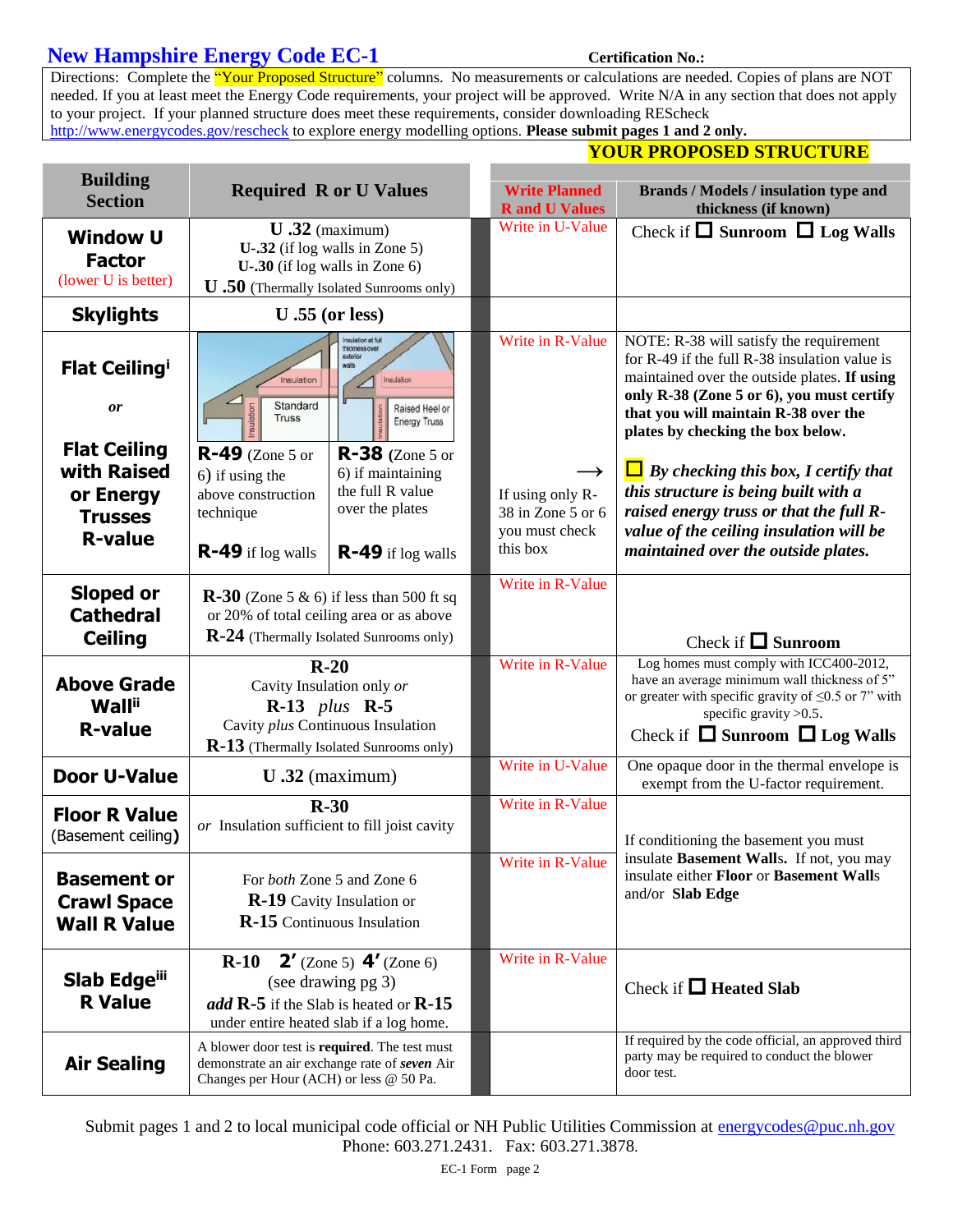# New Hampshire Energy Code EC-1

**Certification No.:**

Directions: Complete the "Your Proposed Structure" columns. No measurements or calculations are needed. Copies of plans are NOT needed. If you at least meet the Energy Code requirements, your project will be approved. Write N/A in any section that does not apply to your project. If your planned structure does meet these requirements, consider downloading REScheck http://www.energycodes.gov/rescheck to explore energy modelling options. **Please submit pages 1 and 2 only.**

**YOUR PROPOSED STRUCTURE**

| Building Section | Required R or U Values | Write Planned R and U Values | Brands / Models / insulation type and thickness (if known) |
|---|---|---|---|
| **Window U Factor** (lower U is better) | **U .32** (maximum)<br>**U-.32** (if log walls in Zone 5)<br>**U-.30** (if log walls in Zone 6)<br>**U .50** (Thermally Isolated Sunrooms only) | Write in U-Value | Check if ☐ **Sunroom** ☐ **Log Walls** |
| **Skylights** | **U .55 (or less)** | | |
| **Flat Ceiling**[i] *or* **Flat Ceiling with Raised or Energy Trusses R-value** | Standard Truss: **R-49** (Zone 5 or 6) if using the above construction technique; **R-49** if log walls<br>Raised Heel or Energy Truss (Insulation at full thickness over exterior walls): **R-38** (Zone 5 or 6) if maintaining the full R value over the plates; **R-49** if log walls | Write in R-Value<br><br>If using only R-38 in Zone 5 or 6 you must check this box → | NOTE: R-38 will satisfy the requirement for R-49 if the full R-38 insulation value is maintained over the outside plates. **If using only R-38 (Zone 5 or 6), you must certify that you will maintain R-38 over the plates by checking the box below.**<br><br>☐ ***By checking this box, I certify that this structure is being built with a raised energy truss or that the full R-value of the ceiling insulation will be maintained over the outside plates.*** |
| **Sloped or Cathedral Ceiling** | **R-30** (Zone 5 & 6) if less than 500 ft sq or 20% of total ceiling area or as above<br>**R-24** (Thermally Isolated Sunrooms only) | Write in R-Value | Check if ☐ **Sunroom** |
| **Above Grade Wall**[ii] **R-value** | **R-20** Cavity Insulation only *or*<br>**R-13** *plus* **R-5** Cavity *plus* Continuous Insulation<br>**R-13** (Thermally Isolated Sunrooms only) | Write in R-Value | Log homes must comply with ICC400-2012, have an average minimum wall thickness of 5" or greater with specific gravity of ≤0.5 or 7" with specific gravity >0.5.<br>Check if ☐ **Sunroom** ☐ **Log Walls** |
| **Door U-Value** | U .32 (maximum) | Write in U-Value | One opaque door in the thermal envelope is exempt from the U-factor requirement. |
| **Floor R Value** (Basement ceiling) | **R-30** *or* Insulation sufficient to fill joist cavity | Write in R-Value | If conditioning the basement you must insulate **Basement Walls**. If not, you may insulate either **Floor** or **Basement Walls** and/or **Slab Edge** |
| **Basement or Crawl Space Wall R Value** | For *both* Zone 5 and Zone 6<br>**R-19** Cavity Insulation or<br>**R-15** Continuous Insulation | Write in R-Value | |
| **Slab Edge**[iii] **R Value** | **R-10** **2'** (Zone 5) **4'** (Zone 6) (see drawing pg 3)<br>***add*** **R-5** if the Slab is heated or **R-15** under entire heated slab if a log home. | Write in R-Value | Check if ☐ **Heated Slab** |
| **Air Sealing** | A blower door test is **required**. The test must demonstrate an air exchange rate of ***seven*** Air Changes per Hour (ACH) or less @ 50 Pa. | | If required by the code official, an approved third party may be required to conduct the blower door test. |

Submit pages 1 and 2 to local municipal code official or NH Public Utilities Commission at energycodes@puc.nh.gov
Phone: 603.271.2431. Fax: 603.271.3878.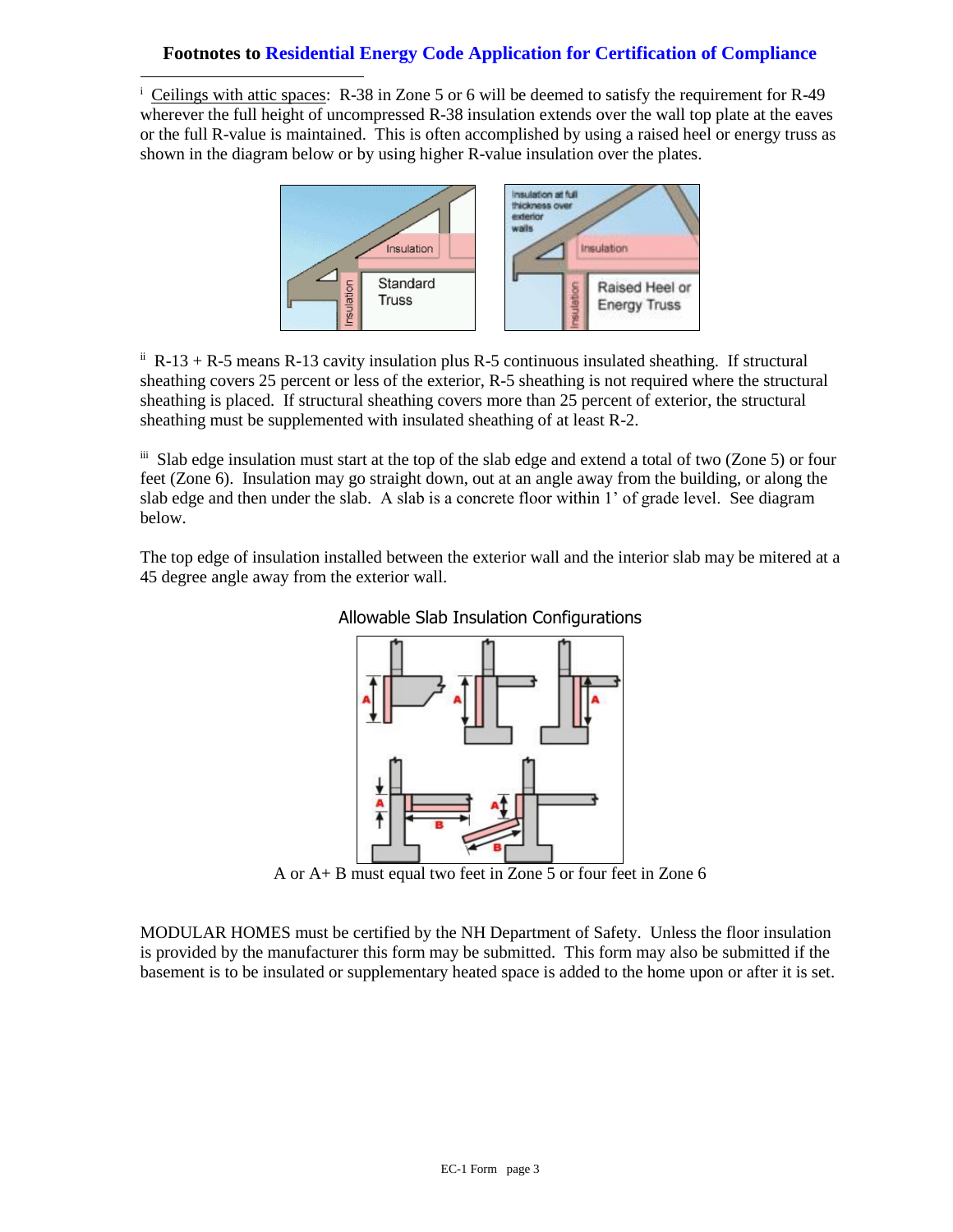## Footnotes to Residential Energy Code Application for Certification of Compliance

[i] Ceilings with attic spaces: R-38 in Zone 5 or 6 will be deemed to satisfy the requirement for R-49 wherever the full height of uncompressed R-38 insulation extends over the wall top plate at the eaves or the full R-value is maintained. This is often accomplished by using a raised heel or energy truss as shown in the diagram below or by using higher R-value insulation over the plates.

[ii] R-13 + R-5 means R-13 cavity insulation plus R-5 continuous insulated sheathing. If structural sheathing covers 25 percent or less of the exterior, R-5 sheathing is not required where the structural sheathing is placed. If structural sheathing covers more than 25 percent of exterior, the structural sheathing must be supplemented with insulated sheathing of at least R-2.

[iii] Slab edge insulation must start at the top of the slab edge and extend a total of two (Zone 5) or four feet (Zone 6). Insulation may go straight down, out at an angle away from the building, or along the slab edge and then under the slab. A slab is a concrete floor within 1' of grade level. See diagram below.

The top edge of insulation installed between the exterior wall and the interior slab may be mitered at a 45 degree angle away from the exterior wall.

Allowable Slab Insulation Configurations

A or A+ B must equal two feet in Zone 5 or four feet in Zone 6

MODULAR HOMES must be certified by the NH Department of Safety. Unless the floor insulation is provided by the manufacturer this form may be submitted. This form may also be submitted if the basement is to be insulated or supplementary heated space is added to the home upon or after it is set.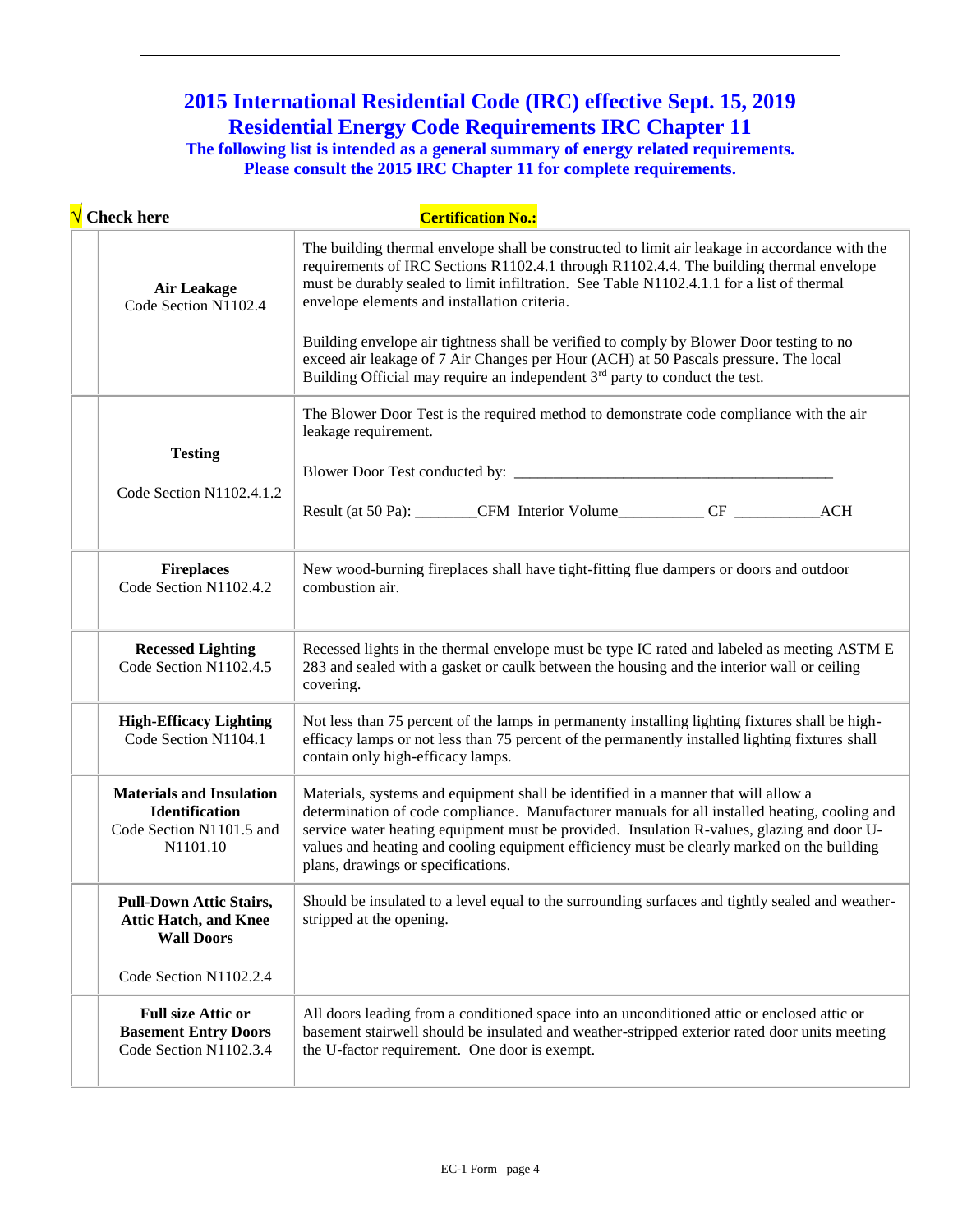## 2015 International Residential Code (IRC) effective Sept. 15, 2019
## Residential Energy Code Requirements IRC Chapter 11

**The following list is intended as a general summary of energy related requirements. Please consult the 2015 IRC Chapter 11 for complete requirements.**

| √ Check here | | **Certification No.:** |
|---|---|---|
| | **Air Leakage**<br>Code Section N1102.4 | The building thermal envelope shall be constructed to limit air leakage in accordance with the requirements of IRC Sections R1102.4.1 through R1102.4.4. The building thermal envelope must be durably sealed to limit infiltration. See Table N1102.4.1.1 for a list of thermal envelope elements and installation criteria.<br><br>Building envelope air tightness shall be verified to comply by Blower Door testing to no exceed air leakage of 7 Air Changes per Hour (ACH) at 50 Pascals pressure. The local Building Official may require an independent 3rd party to conduct the test. |
| | **Testing**<br><br>Code Section N1102.4.1.2 | The Blower Door Test is the required method to demonstrate code compliance with the air leakage requirement.<br><br>Blower Door Test conducted by: ________________________________________<br><br>Result (at 50 Pa): ________CFM Interior Volume__________ CF __________ACH |
| | **Fireplaces**<br>Code Section N1102.4.2 | New wood-burning fireplaces shall have tight-fitting flue dampers or doors and outdoor combustion air. |
| | **Recessed Lighting**<br>Code Section N1102.4.5 | Recessed lights in the thermal envelope must be type IC rated and labeled as meeting ASTM E 283 and sealed with a gasket or caulk between the housing and the interior wall or ceiling covering. |
| | **High-Efficacy Lighting**<br>Code Section N1104.1 | Not less than 75 percent of the lamps in permanenty installing lighting fixtures shall be high-efficacy lamps or not less than 75 percent of the permanently installed lighting fixtures shall contain only high-efficacy lamps. |
| | **Materials and Insulation Identification**<br>Code Section N1101.5 and N1101.10 | Materials, systems and equipment shall be identified in a manner that will allow a determination of code compliance. Manufacturer manuals for all installed heating, cooling and service water heating equipment must be provided. Insulation R-values, glazing and door U-values and heating and cooling equipment efficiency must be clearly marked on the building plans, drawings or specifications. |
| | **Pull-Down Attic Stairs, Attic Hatch, and Knee Wall Doors**<br><br>Code Section N1102.2.4 | Should be insulated to a level equal to the surrounding surfaces and tightly sealed and weather-stripped at the opening. |
| | **Full size Attic or Basement Entry Doors**<br>Code Section N1102.3.4 | All doors leading from a conditioned space into an unconditioned attic or enclosed attic or basement stairwell should be insulated and weather-stripped exterior rated door units meeting the U-factor requirement. One door is exempt. |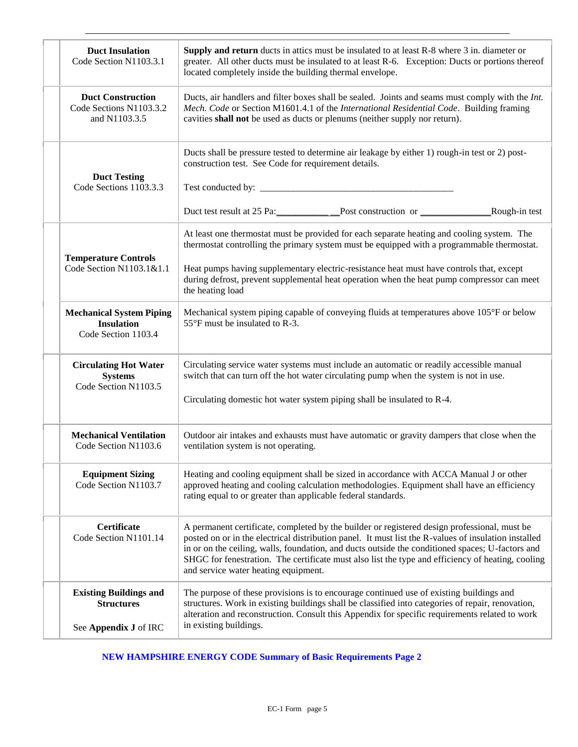| | | |
|---|---|---|
| | **Duct Insulation**<br>Code Section N1103.3.1 | **Supply and return** ducts in attics must be insulated to at least R-8 where 3 in. diameter or greater. All other ducts must be insulated to at least R-6. Exception: Ducts or portions thereof located completely inside the building thermal envelope. |
| | **Duct Construction**<br>Code Sections N1103.3.2 and N1103.3.5 | Ducts, air handlers and filter boxes shall be sealed. Joints and seams must comply with the *Int. Mech. Code* or Section M1601.4.1 of the *International Residential Code*. Building framing cavities **shall not** be used as ducts or plenums (neither supply nor return). |
| | **Duct Testing**<br>Code Sections 1103.3.3 | Ducts shall be pressure tested to determine air leakage by either 1) rough-in test or 2) post-construction test. See Code for requirement details.<br><br>Test conducted by: ________________________________________<br><br>Duct test result at 25 Pa:____________ Post construction or _______________Rough-in test |
| | **Temperature Controls**<br>Code Section N1103.1&1.1 | At least one thermostat must be provided for each separate heating and cooling system. The thermostat controlling the primary system must be equipped with a programmable thermostat.<br><br>Heat pumps having supplementary electric-resistance heat must have controls that, except during defrost, prevent supplemental heat operation when the heat pump compressor can meet the heating load |
| | **Mechanical System Piping Insulation**<br>Code Section 1103.4 | Mechanical system piping capable of conveying fluids at temperatures above 105°F or below 55°F must be insulated to R-3. |
| | **Circulating Hot Water Systems**<br>Code Section N1103.5 | Circulating service water systems must include an automatic or readily accessible manual switch that can turn off the hot water circulating pump when the system is not in use.<br><br>Circulating domestic hot water system piping shall be insulated to R-4. |
| | **Mechanical Ventilation**<br>Code Section N1103.6 | Outdoor air intakes and exhausts must have automatic or gravity dampers that close when the ventilation system is not operating. |
| | **Equipment Sizing**<br>Code Section N1103.7 | Heating and cooling equipment shall be sized in accordance with ACCA Manual J or other approved heating and cooling calculation methodologies. Equipment shall have an efficiency rating equal to or greater than applicable federal standards. |
| | **Certificate**<br>Code Section N1101.14 | A permanent certificate, completed by the builder or registered design professional, must be posted on or in the electrical distribution panel. It must list the R-values of insulation installed in or on the ceiling, walls, foundation, and ducts outside the conditioned spaces; U-factors and SHGC for fenestration. The certificate must also list the type and efficiency of heating, cooling and service water heating equipment. |
| | **Existing Buildings and Structures**<br><br>See **Appendix J** of IRC | The purpose of these provisions is to encourage continued use of existing buildings and structures. Work in existing buildings shall be classified into categories of repair, renovation, alteration and reconstruction. Consult this Appendix for specific requirements related to work in existing buildings. |

**NEW HAMPSHIRE ENERGY CODE Summary of Basic Requirements Page 2**